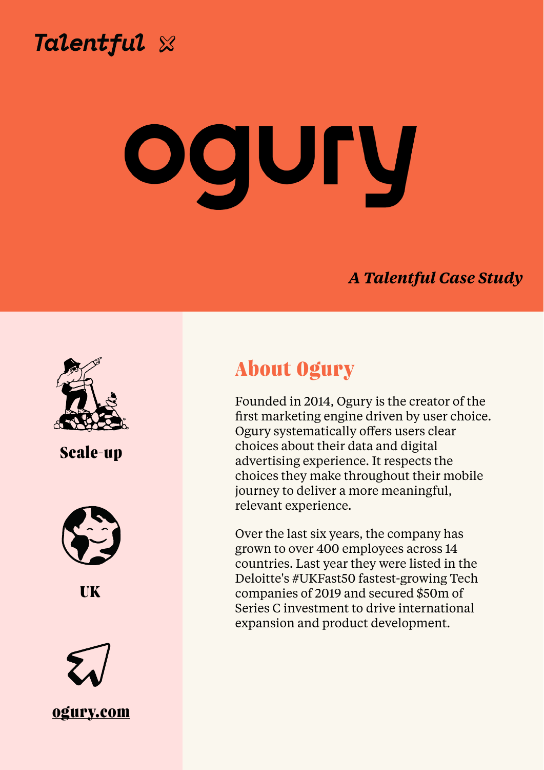Talentful

# ogury

*A Talentful Case Study*

Scale-up

UK

[ogury.com](ogury.com)

## About Ogury

Founded in 2014, Ogury is the creator of the first marketing engine driven by user choice. Ogury systematically offers users clear choices about their data and digital advertising experience. It respects the choices they make throughout their mobile journey to deliver a more meaningful, relevant experience.

Over the last six years, the company has grown to over 400 employees across 14 countries. Last year they were listed in the Deloitte's #UKFast50 fastest-growing Tech companies of 2019 and secured $50m of Series C investment to drive international expansion and product development.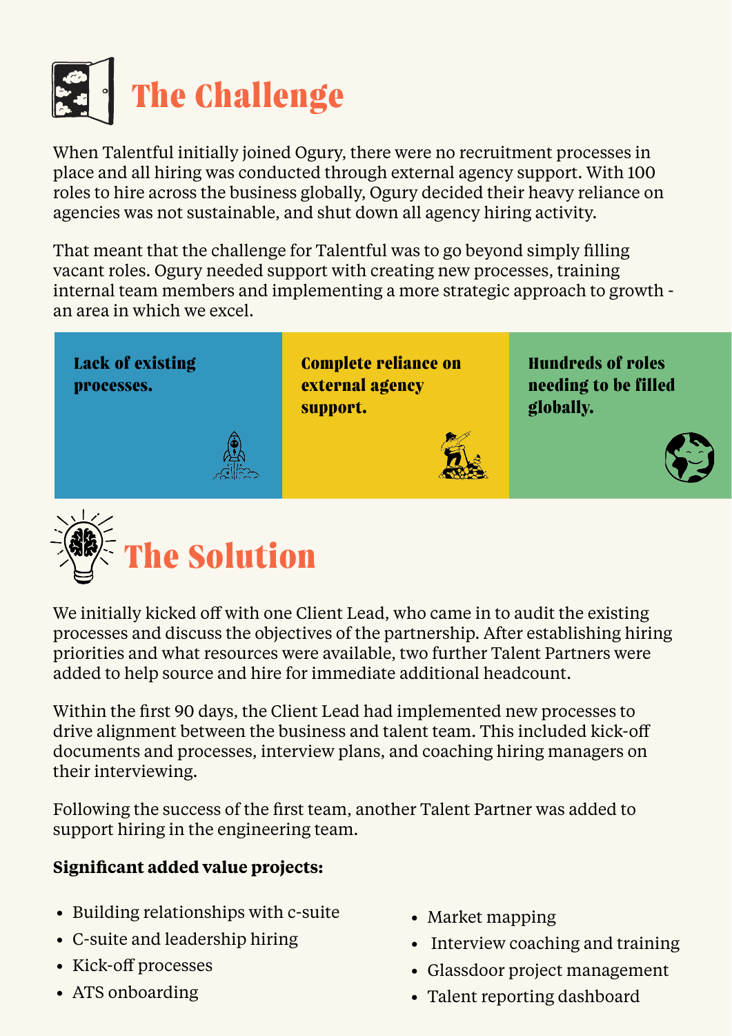# The Challenge

When Talentful initially joined Ogury, there were no recruitment processes in place and all hiring was conducted through external agency support. With 100 roles to hire across the business globally, Ogury decided their heavy reliance on agencies was not sustainable, and shut down all agency hiring activity.

That meant that the challenge for Talentful was to go beyond simply filling vacant roles. Ogury needed support with creating new processes, training internal team members and implementing a more strategic approach to growth - an area in which we excel.

**Lack of existing processes.**

**Complete reliance on external agency support.**

**Hundreds of roles needing to be filled globally.**

# The Solution

We initially kicked off with one Client Lead, who came in to audit the existing processes and discuss the objectives of the partnership. After establishing hiring priorities and what resources were available, two further Talent Partners were added to help source and hire for immediate additional headcount.

Within the first 90 days, the Client Lead had implemented new processes to drive alignment between the business and talent team. This included kick-off documents and processes, interview plans, and coaching hiring managers on their interviewing.

Following the success of the first team, another Talent Partner was added to support hiring in the engineering team.

**Significant added value projects:**

- Building relationships with c-suite
- C-suite and leadership hiring
- Kick-off processes
- ATS onboarding
- Market mapping
- Interview coaching and training
- Glassdoor project management
- Talent reporting dashboard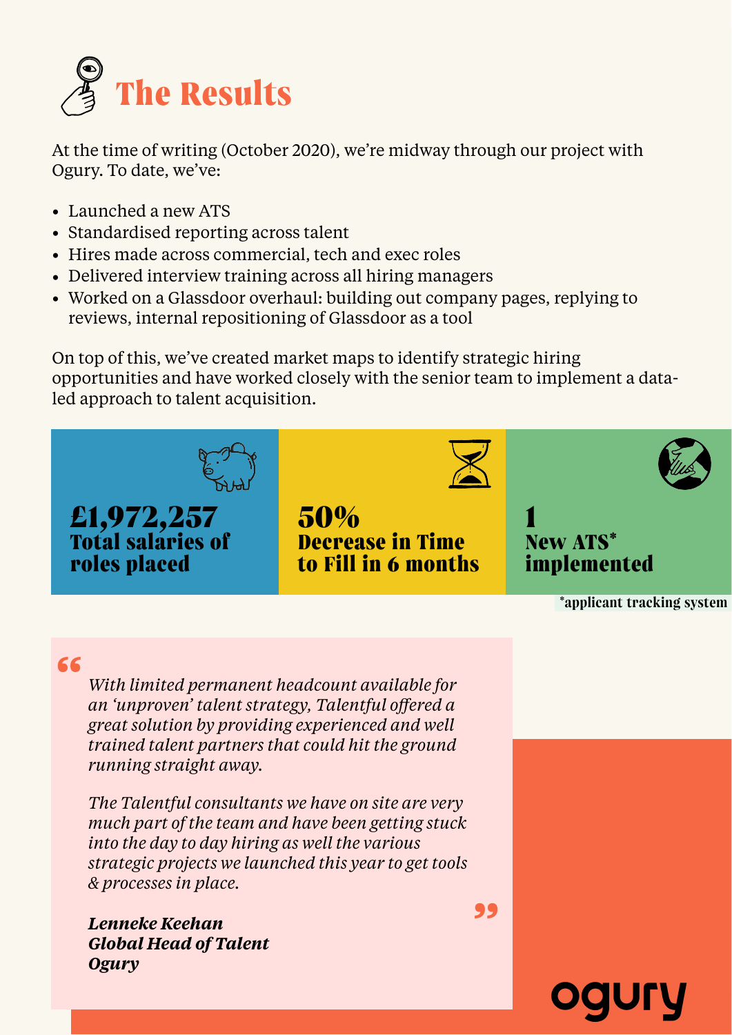# The Results

At the time of writing (October 2020), we're midway through our project with Ogury. To date, we've:

- Launched a new ATS
- Standardised reporting across talent
- Hires made across commercial, tech and exec roles
- Delivered interview training across all hiring managers
- Worked on a Glassdoor overhaul: building out company pages, replying to reviews, internal repositioning of Glassdoor as a tool

On top of this, we've created market maps to identify strategic hiring opportunities and have worked closely with the senior team to implement a data-led approach to talent acquisition.

**£1,972,257**
**Total salaries of roles placed**

**50%**
**Decrease in Time to Fill in 6 months**

**1**
**New ATS***
**implemented**

***applicant tracking system**

> *With limited permanent headcount available for an 'unproven' talent strategy, Talentful offered a great solution by providing experienced and well trained talent partners that could hit the ground running straight away.*
>
> *The Talentful consultants we have on site are very much part of the team and have been getting stuck into the day to day hiring as well the various strategic projects we launched this year to get tools & processes in place.*
>
> ***Lenneke Keehan***
> ***Global Head of Talent***
> ***Ogury***

ogury